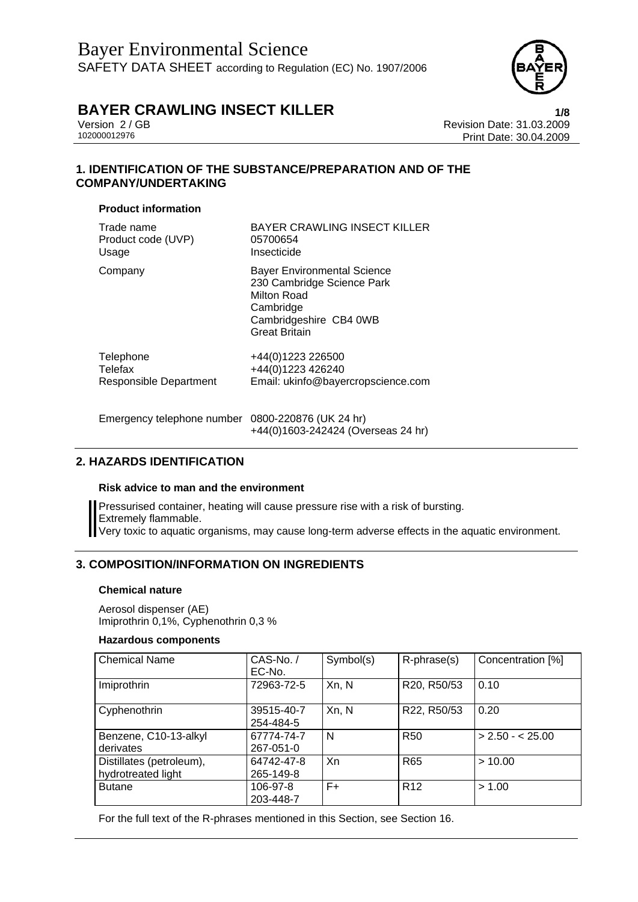# Bayer Environmental Science

SAFETY DATA SHEET according to Regulation (EC) No. 1907/2006

## BAYER CRAWLING INSECT KILLER

Version 2 / GB
102000012976

Revision Date: 31.03.2009
Print Date: 30.04.2009

## 1. IDENTIFICATION OF THE SUBSTANCE/PREPARATION AND OF THE COMPANY/UNDERTAKING

### Product information

| | |
|---|---|
| Trade name | BAYER CRAWLING INSECT KILLER |
| Product code (UVP) | 05700654 |
| Usage | Insecticide |
| Company | Bayer Environmental Science<br>230 Cambridge Science Park<br>Milton Road<br>Cambridge<br>Cambridgeshire CB4 0WB<br>Great Britain |
| Telephone | +44(0)1223 226500 |
| Telefax | +44(0)1223 426240 |
| Responsible Department | Email: ukinfo@bayercropscience.com |
| Emergency telephone number | 0800-220876 (UK 24 hr)<br>+44(0)1603-242424 (Overseas 24 hr) |

## 2. HAZARDS IDENTIFICATION

### Risk advice to man and the environment

Pressurised container, heating will cause pressure rise with a risk of bursting.
Extremely flammable.
Very toxic to aquatic organisms, may cause long-term adverse effects in the aquatic environment.

## 3. COMPOSITION/INFORMATION ON INGREDIENTS

### Chemical nature

Aerosol dispenser (AE)
Imiprothrin 0,1%, Cyphenothrin 0,3 %

### Hazardous components

| Chemical Name | CAS-No. / EC-No. | Symbol(s) | R-phrase(s) | Concentration [%] |
|---|---|---|---|---|
| Imiprothrin | 72963-72-5 | Xn, N | R20, R50/53 | 0.10 |
| Cyphenothrin | 39515-40-7<br>254-484-5 | Xn, N | R22, R50/53 | 0.20 |
| Benzene, C10-13-alkyl derivates | 67774-74-7<br>267-051-0 | N | R50 | > 2.50 - < 25.00 |
| Distillates (petroleum), hydrotreated light | 64742-47-8<br>265-149-8 | Xn | R65 | > 10.00 |
| Butane | 106-97-8<br>203-448-7 | F+ | R12 | > 1.00 |

For the full text of the R-phrases mentioned in this Section, see Section 16.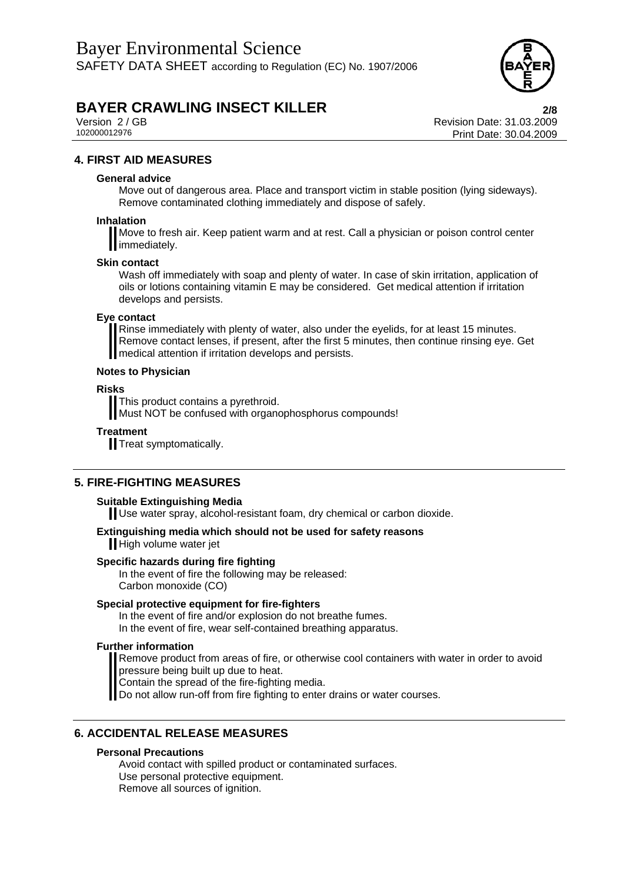## 4. FIRST AID MEASURES

### General advice

Move out of dangerous area. Place and transport victim in stable position (lying sideways). Remove contaminated clothing immediately and dispose of safely.

### Inhalation

Move to fresh air. Keep patient warm and at rest. Call a physician or poison control center immediately.

### Skin contact

Wash off immediately with soap and plenty of water. In case of skin irritation, application of oils or lotions containing vitamin E may be considered. Get medical attention if irritation develops and persists.

### Eye contact

Rinse immediately with plenty of water, also under the eyelids, for at least 15 minutes. Remove contact lenses, if present, after the first 5 minutes, then continue rinsing eye. Get medical attention if irritation develops and persists.

### Notes to Physician

### Risks

This product contains a pyrethroid.
Must NOT be confused with organophosphorus compounds!

### Treatment

Treat symptomatically.

## 5. FIRE-FIGHTING MEASURES

### Suitable Extinguishing Media

Use water spray, alcohol-resistant foam, dry chemical or carbon dioxide.

### Extinguishing media which should not be used for safety reasons

High volume water jet

### Specific hazards during fire fighting

In the event of fire the following may be released:
Carbon monoxide (CO)

### Special protective equipment for fire-fighters

In the event of fire and/or explosion do not breathe fumes.
In the event of fire, wear self-contained breathing apparatus.

### Further information

Remove product from areas of fire, or otherwise cool containers with water in order to avoid pressure being built up due to heat.
Contain the spread of the fire-fighting media.
Do not allow run-off from fire fighting to enter drains or water courses.

## 6. ACCIDENTAL RELEASE MEASURES

### Personal Precautions

Avoid contact with spilled product or contaminated surfaces.
Use personal protective equipment.
Remove all sources of ignition.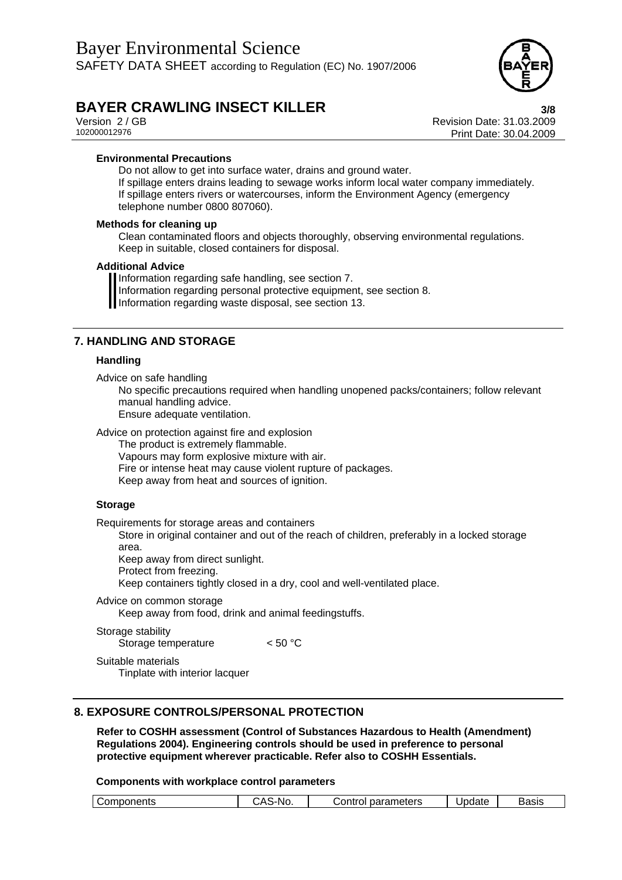### Environmental Precautions

Do not allow to get into surface water, drains and ground water.
If spillage enters drains leading to sewage works inform local water company immediately.
If spillage enters rivers or watercourses, inform the Environment Agency (emergency telephone number 0800 807060).

### Methods for cleaning up

Clean contaminated floors and objects thoroughly, observing environmental regulations.
Keep in suitable, closed containers for disposal.

### Additional Advice

Information regarding safe handling, see section 7.
Information regarding personal protective equipment, see section 8.
Information regarding waste disposal, see section 13.

## 7. HANDLING AND STORAGE

### Handling

Advice on safe handling

No specific precautions required when handling unopened packs/containers; follow relevant manual handling advice.
Ensure adequate ventilation.

Advice on protection against fire and explosion

The product is extremely flammable.
Vapours may form explosive mixture with air.
Fire or intense heat may cause violent rupture of packages.
Keep away from heat and sources of ignition.

### Storage

Requirements for storage areas and containers

Store in original container and out of the reach of children, preferably in a locked storage area.
Keep away from direct sunlight.
Protect from freezing.
Keep containers tightly closed in a dry, cool and well-ventilated place.

Advice on common storage

Keep away from food, drink and animal feedingstuffs.

Storage stability

Storage temperature < 50 °C

Suitable materials

Tinplate with interior lacquer

## 8. EXPOSURE CONTROLS/PERSONAL PROTECTION

**Refer to COSHH assessment (Control of Substances Hazardous to Health (Amendment) Regulations 2004). Engineering controls should be used in preference to personal protective equipment wherever practicable. Refer also to COSHH Essentials.**

**Components with workplace control parameters**

| Components | CAS-No. | Control parameters | Update | Basis |
|---|---|---|---|---|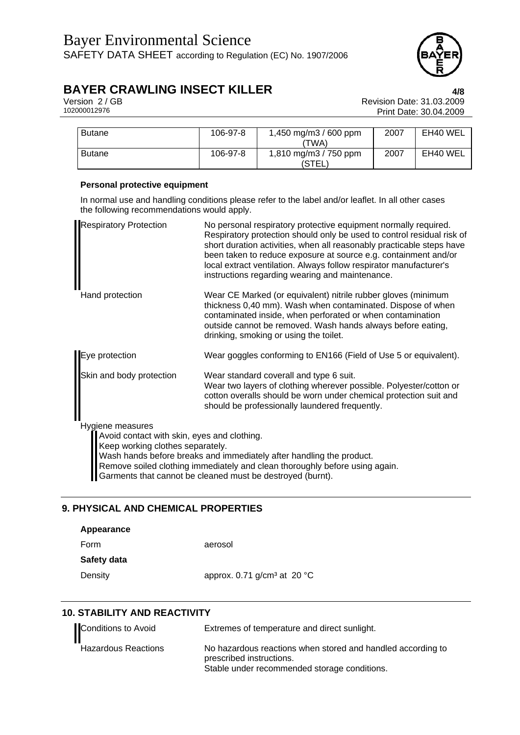| Butane | 106-97-8 | 1,450 mg/m3 / 600 ppm (TWA) | 2007 | EH40 WEL |
|---|---|---|---|---|
| Butane | 106-97-8 | 1,810 mg/m3 / 750 ppm (STEL) | 2007 | EH40 WEL |

**Personal protective equipment**

In normal use and handling conditions please refer to the label and/or leaflet. In all other cases the following recommendations would apply.

| | |
|---|---|
| Respiratory Protection | No personal respiratory protective equipment normally required. Respiratory protection should only be used to control residual risk of short duration activities, when all reasonably practicable steps have been taken to reduce exposure at source e.g. containment and/or local extract ventilation. Always follow respirator manufacturer's instructions regarding wearing and maintenance. |
| Hand protection | Wear CE Marked (or equivalent) nitrile rubber gloves (minimum thickness 0,40 mm). Wash when contaminated. Dispose of when contaminated inside, when perforated or when contamination outside cannot be removed. Wash hands always before eating, drinking, smoking or using the toilet. |
| Eye protection | Wear goggles conforming to EN166 (Field of Use 5 or equivalent). |
| Skin and body protection | Wear standard coverall and type 6 suit. Wear two layers of clothing wherever possible. Polyester/cotton or cotton overalls should be worn under chemical protection suit and should be professionally laundered frequently. |

Hygiene measures

Avoid contact with skin, eyes and clothing.
Keep working clothes separately.
Wash hands before breaks and immediately after handling the product.
Remove soiled clothing immediately and clean thoroughly before using again.
Garments that cannot be cleaned must be destroyed (burnt).

## 9. PHYSICAL AND CHEMICAL PROPERTIES

**Appearance**

Form: aerosol

**Safety data**

Density: approx. 0.71 g/cm³ at 20 °C

## 10. STABILITY AND REACTIVITY

| | |
|---|---|
| Conditions to Avoid | Extremes of temperature and direct sunlight. |
| Hazardous Reactions | No hazardous reactions when stored and handled according to prescribed instructions.<br>Stable under recommended storage conditions. |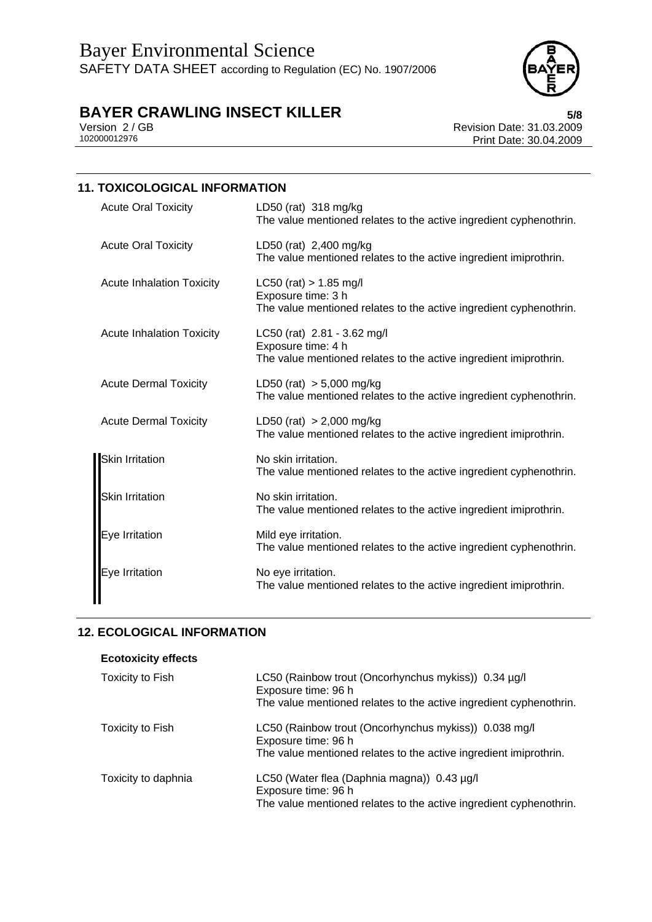## 11. TOXICOLOGICAL INFORMATION

| | |
|---|---|
| Acute Oral Toxicity | LD50 (rat) 318 mg/kg<br>The value mentioned relates to the active ingredient cyphenothrin. |
| Acute Oral Toxicity | LD50 (rat) 2,400 mg/kg<br>The value mentioned relates to the active ingredient imiprothrin. |
| Acute Inhalation Toxicity | LC50 (rat) > 1.85 mg/l<br>Exposure time: 3 h<br>The value mentioned relates to the active ingredient cyphenothrin. |
| Acute Inhalation Toxicity | LC50 (rat) 2.81 - 3.62 mg/l<br>Exposure time: 4 h<br>The value mentioned relates to the active ingredient imiprothrin. |
| Acute Dermal Toxicity | LD50 (rat) > 5,000 mg/kg<br>The value mentioned relates to the active ingredient cyphenothrin. |
| Acute Dermal Toxicity | LD50 (rat) > 2,000 mg/kg<br>The value mentioned relates to the active ingredient imiprothrin. |
| Skin Irritation | No skin irritation.<br>The value mentioned relates to the active ingredient cyphenothrin. |
| Skin Irritation | No skin irritation.<br>The value mentioned relates to the active ingredient imiprothrin. |
| Eye Irritation | Mild eye irritation.<br>The value mentioned relates to the active ingredient cyphenothrin. |
| Eye Irritation | No eye irritation.<br>The value mentioned relates to the active ingredient imiprothrin. |

## 12. ECOLOGICAL INFORMATION

**Ecotoxicity effects**

| | |
|---|---|
| Toxicity to Fish | LC50 (Rainbow trout (Oncorhynchus mykiss)) 0.34 µg/l<br>Exposure time: 96 h<br>The value mentioned relates to the active ingredient cyphenothrin. |
| Toxicity to Fish | LC50 (Rainbow trout (Oncorhynchus mykiss)) 0.038 mg/l<br>Exposure time: 96 h<br>The value mentioned relates to the active ingredient imiprothrin. |
| Toxicity to daphnia | LC50 (Water flea (Daphnia magna)) 0.43 µg/l<br>Exposure time: 96 h<br>The value mentioned relates to the active ingredient cyphenothrin. |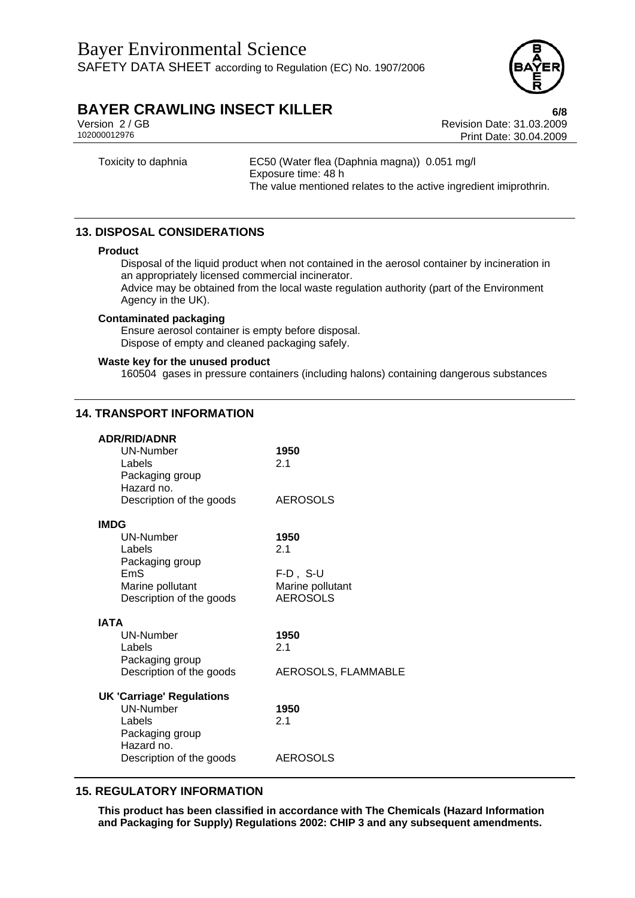| | |
|---|---|
| Toxicity to daphnia | EC50 (Water flea (Daphnia magna)) 0.051 mg/l<br>Exposure time: 48 h<br>The value mentioned relates to the active ingredient imiprothrin. |

## 13. DISPOSAL CONSIDERATIONS

**Product**

Disposal of the liquid product when not contained in the aerosol container by incineration in an appropriately licensed commercial incinerator.
Advice may be obtained from the local waste regulation authority (part of the Environment Agency in the UK).

**Contaminated packaging**

Ensure aerosol container is empty before disposal.
Dispose of empty and cleaned packaging safely.

**Waste key for the unused product**

160504 gases in pressure containers (including halons) containing dangerous substances

## 14. TRANSPORT INFORMATION

**ADR/RID/ADNR**

| | |
|---|---|
| UN-Number | **1950** |
| Labels | 2.1 |
| Packaging group | |
| Hazard no. | |
| Description of the goods | AEROSOLS |

**IMDG**

| | |
|---|---|
| UN-Number | **1950** |
| Labels | 2.1 |
| Packaging group | |
| EmS | F-D , S-U |
| Marine pollutant | Marine pollutant |
| Description of the goods | AEROSOLS |

**IATA**

| | |
|---|---|
| UN-Number | **1950** |
| Labels | 2.1 |
| Packaging group | |
| Description of the goods | AEROSOLS, FLAMMABLE |

**UK 'Carriage' Regulations**

| | |
|---|---|
| UN-Number | **1950** |
| Labels | 2.1 |
| Packaging group | |
| Hazard no. | |
| Description of the goods | AEROSOLS |

## 15. REGULATORY INFORMATION

**This product has been classified in accordance with The Chemicals (Hazard Information and Packaging for Supply) Regulations 2002: CHIP 3 and any subsequent amendments.**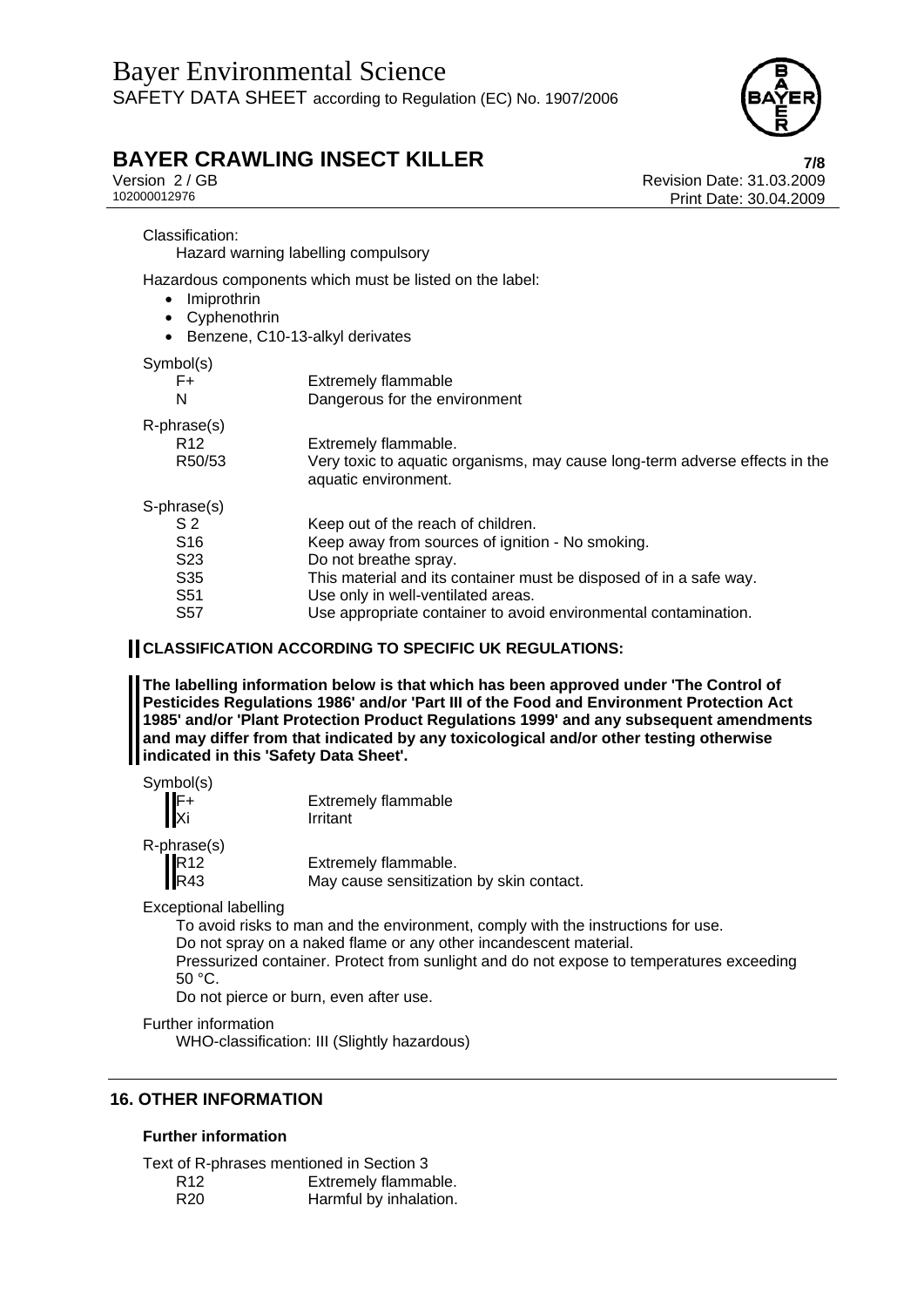Classification:

Hazard warning labelling compulsory

Hazardous components which must be listed on the label:

- Imiprothrin
- Cyphenothrin
- Benzene, C10-13-alkyl derivates

Symbol(s)

| | |
|---|---|
| F+ | Extremely flammable |
| N | Dangerous for the environment |

R-phrase(s)

| | |
|---|---|
| R12 | Extremely flammable. |
| R50/53 | Very toxic to aquatic organisms, may cause long-term adverse effects in the aquatic environment. |

S-phrase(s)

| | |
|---|---|
| S 2 | Keep out of the reach of children. |
| S16 | Keep away from sources of ignition - No smoking. |
| S23 | Do not breathe spray. |
| S35 | This material and its container must be disposed of in a safe way. |
| S51 | Use only in well-ventilated areas. |
| S57 | Use appropriate container to avoid environmental contamination. |

**CLASSIFICATION ACCORDING TO SPECIFIC UK REGULATIONS:**

**The labelling information below is that which has been approved under 'The Control of Pesticides Regulations 1986' and/or 'Part III of the Food and Environment Protection Act 1985' and/or 'Plant Protection Product Regulations 1999' and any subsequent amendments and may differ from that indicated by any toxicological and/or other testing otherwise indicated in this 'Safety Data Sheet'.**

Symbol(s)

| | |
|---|---|
| F+ | Extremely flammable |
| Xi | Irritant |

R-phrase(s)

| | |
|---|---|
| R12 | Extremely flammable. |
| R43 | May cause sensitization by skin contact. |

Exceptional labelling

To avoid risks to man and the environment, comply with the instructions for use.
Do not spray on a naked flame or any other incandescent material.
Pressurized container. Protect from sunlight and do not expose to temperatures exceeding 50 °C.
Do not pierce or burn, even after use.

Further information

WHO-classification: III (Slightly hazardous)

## 16. OTHER INFORMATION

### Further information

Text of R-phrases mentioned in Section 3

| | |
|---|---|
| R12 | Extremely flammable. |
| R20 | Harmful by inhalation. |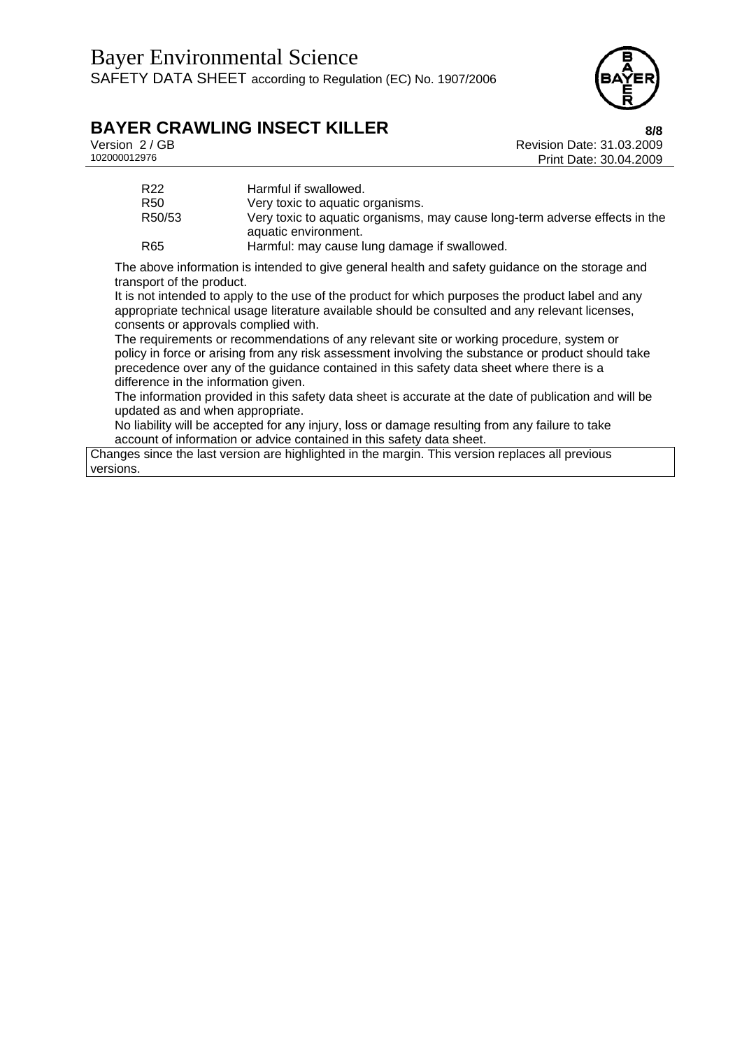| | |
|---|---|
| R22 | Harmful if swallowed. |
| R50 | Very toxic to aquatic organisms. |
| R50/53 | Very toxic to aquatic organisms, may cause long-term adverse effects in the aquatic environment. |
| R65 | Harmful: may cause lung damage if swallowed. |

The above information is intended to give general health and safety guidance on the storage and transport of the product.

It is not intended to apply to the use of the product for which purposes the product label and any appropriate technical usage literature available should be consulted and any relevant licenses, consents or approvals complied with.

The requirements or recommendations of any relevant site or working procedure, system or policy in force or arising from any risk assessment involving the substance or product should take precedence over any of the guidance contained in this safety data sheet where there is a difference in the information given.

The information provided in this safety data sheet is accurate at the date of publication and will be updated as and when appropriate.

No liability will be accepted for any injury, loss or damage resulting from any failure to take account of information or advice contained in this safety data sheet.

Changes since the last version are highlighted in the margin. This version replaces all previous versions.